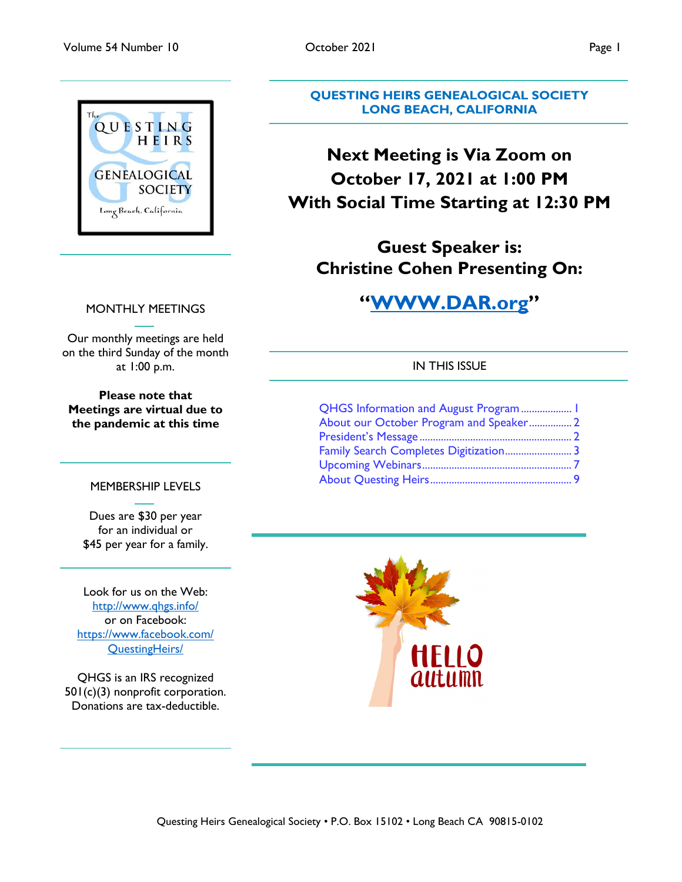## QUESTING HEIRS GENEALOGICAL SOCIETY
## LONG BEACH, CALIFORNIA

# Next Meeting is Via Zoom on October 17, 2021 at 1:00 PM With Social Time Starting at 12:30 PM

## Guest Speaker is: Christine Cohen Presenting On:

## "WWW.DAR.org"

### IN THIS ISSUE

- QHGS Information and August Program ................... 1
- About our October Program and Speaker ................ 2
- President's Message ........................................................ 2
- Family Search Completes Digitization ......................... 3
- Upcoming Webinars ........................................................ 7
- About Questing Heirs ..................................................... 9

### MONTHLY MEETINGS

Our monthly meetings are held on the third Sunday of the month at 1:00 p.m.

**Please note that Meetings are virtual due to the pandemic at this time**

### MEMBERSHIP LEVELS

Dues are $30 per year for an individual or $45 per year for a family.

Look for us on the Web: http://www.qhgs.info/
or on Facebook: https://www.facebook.com/QuestingHeirs/

QHGS is an IRS recognized 501(c)(3) nonprofit corporation. Donations are tax-deductible.

Questing Heirs Genealogical Society • P.O. Box 15102 • Long Beach CA 90815-0102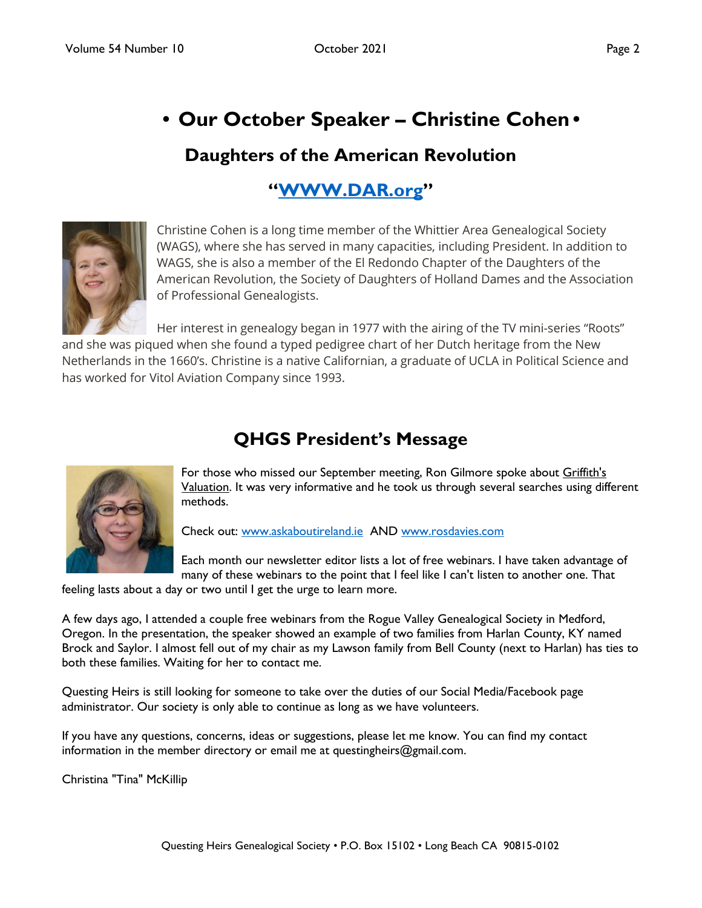# • Our October Speaker – Christine Cohen •

## Daughters of the American Revolution

## "WWW.DAR.org"

Christine Cohen is a long time member of the Whittier Area Genealogical Society (WAGS), where she has served in many capacities, including President. In addition to WAGS, she is also a member of the El Redondo Chapter of the Daughters of the American Revolution, the Society of Daughters of Holland Dames and the Association of Professional Genealogists.

Her interest in genealogy began in 1977 with the airing of the TV mini-series "Roots" and she was piqued when she found a typed pedigree chart of her Dutch heritage from the New Netherlands in the 1660's. Christine is a native Californian, a graduate of UCLA in Political Science and has worked for Vitol Aviation Company since 1993.

## QHGS President's Message

For those who missed our September meeting, Ron Gilmore spoke about Griffith's Valuation. It was very informative and he took us through several searches using different methods.

Check out: www.askaboutireland.ie AND www.rosdavies.com

Each month our newsletter editor lists a lot of free webinars. I have taken advantage of many of these webinars to the point that I feel like I can't listen to another one. That feeling lasts about a day or two until I get the urge to learn more.

A few days ago, I attended a couple free webinars from the Rogue Valley Genealogical Society in Medford, Oregon. In the presentation, the speaker showed an example of two families from Harlan County, KY named Brock and Saylor. I almost fell out of my chair as my Lawson family from Bell County (next to Harlan) has ties to both these families. Waiting for her to contact me.

Questing Heirs is still looking for someone to take over the duties of our Social Media/Facebook page administrator. Our society is only able to continue as long as we have volunteers.

If you have any questions, concerns, ideas or suggestions, please let me know. You can find my contact information in the member directory or email me at questingheirs@gmail.com.

Christina "Tina" McKillip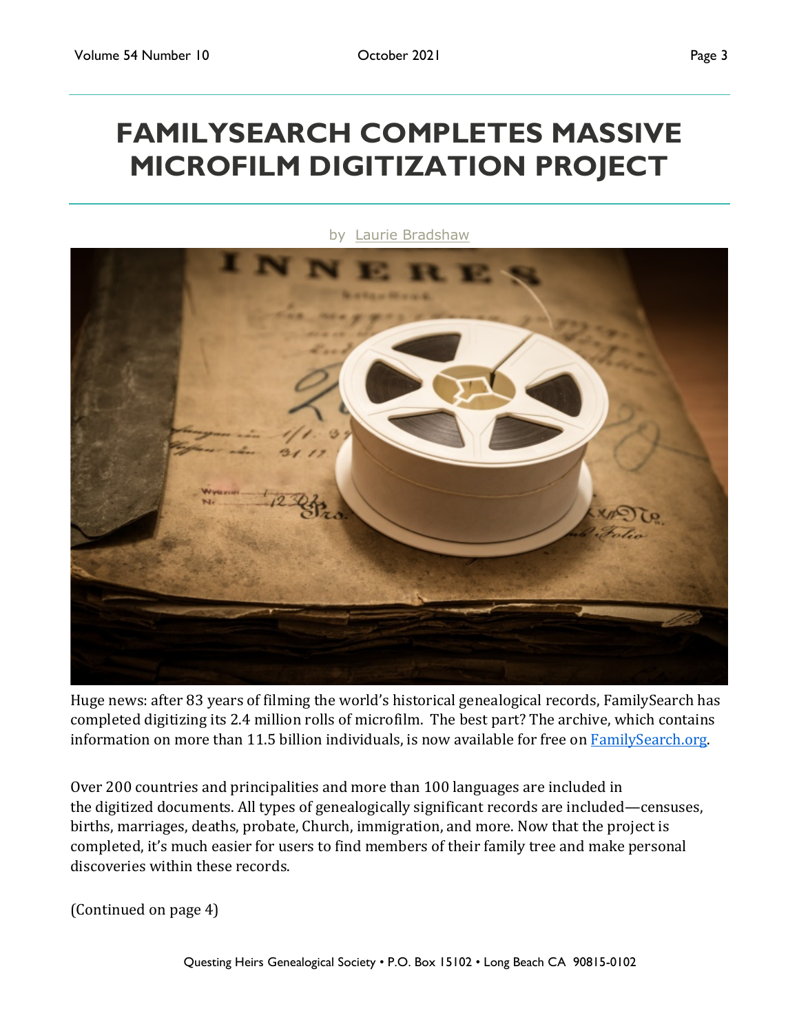# FAMILYSEARCH COMPLETES MASSIVE MICROFILM DIGITIZATION PROJECT

by Laurie Bradshaw

Huge news: after 83 years of filming the world's historical genealogical records, FamilySearch has completed digitizing its 2.4 million rolls of microfilm. The best part? The archive, which contains information on more than 11.5 billion individuals, is now available for free on FamilySearch.org.

Over 200 countries and principalities and more than 100 languages are included in the digitized documents. All types of genealogically significant records are included—censuses, births, marriages, deaths, probate, Church, immigration, and more. Now that the project is completed, it's much easier for users to find members of their family tree and make personal discoveries within these records.

(Continued on page 4)

Questing Heirs Genealogical Society • P.O. Box 15102 • Long Beach CA 90815-0102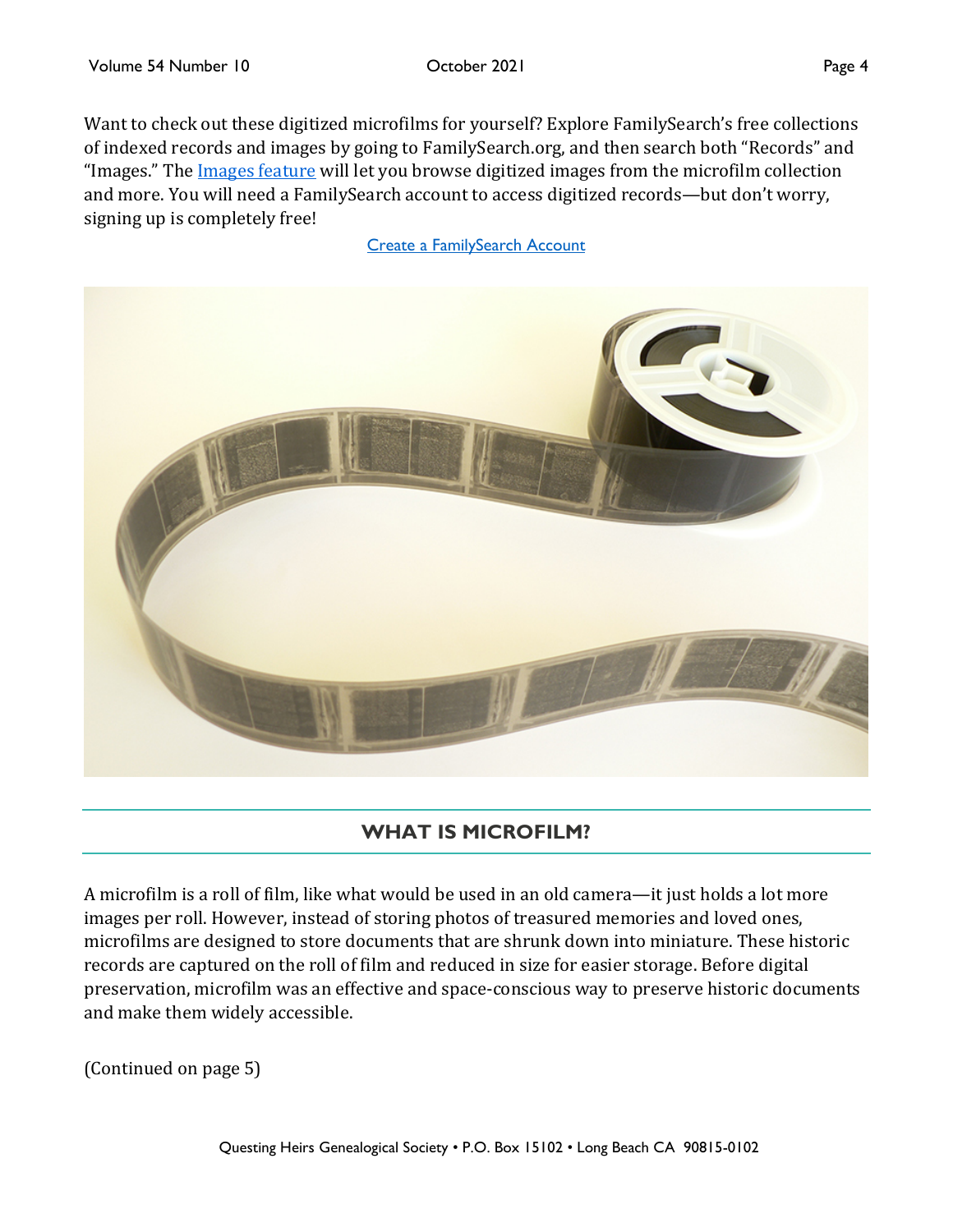Want to check out these digitized microfilms for yourself? Explore FamilySearch's free collections of indexed records and images by going to FamilySearch.org, and then search both "Records" and "Images." The Images feature will let you browse digitized images from the microfilm collection and more. You will need a FamilySearch account to access digitized records—but don't worry, signing up is completely free!

Create a FamilySearch Account

## WHAT IS MICROFILM?

A microfilm is a roll of film, like what would be used in an old camera—it just holds a lot more images per roll. However, instead of storing photos of treasured memories and loved ones, microfilms are designed to store documents that are shrunk down into miniature. These historic records are captured on the roll of film and reduced in size for easier storage. Before digital preservation, microfilm was an effective and space-conscious way to preserve historic documents and make them widely accessible.

(Continued on page 5)

Questing Heirs Genealogical Society • P.O. Box 15102 • Long Beach CA 90815-0102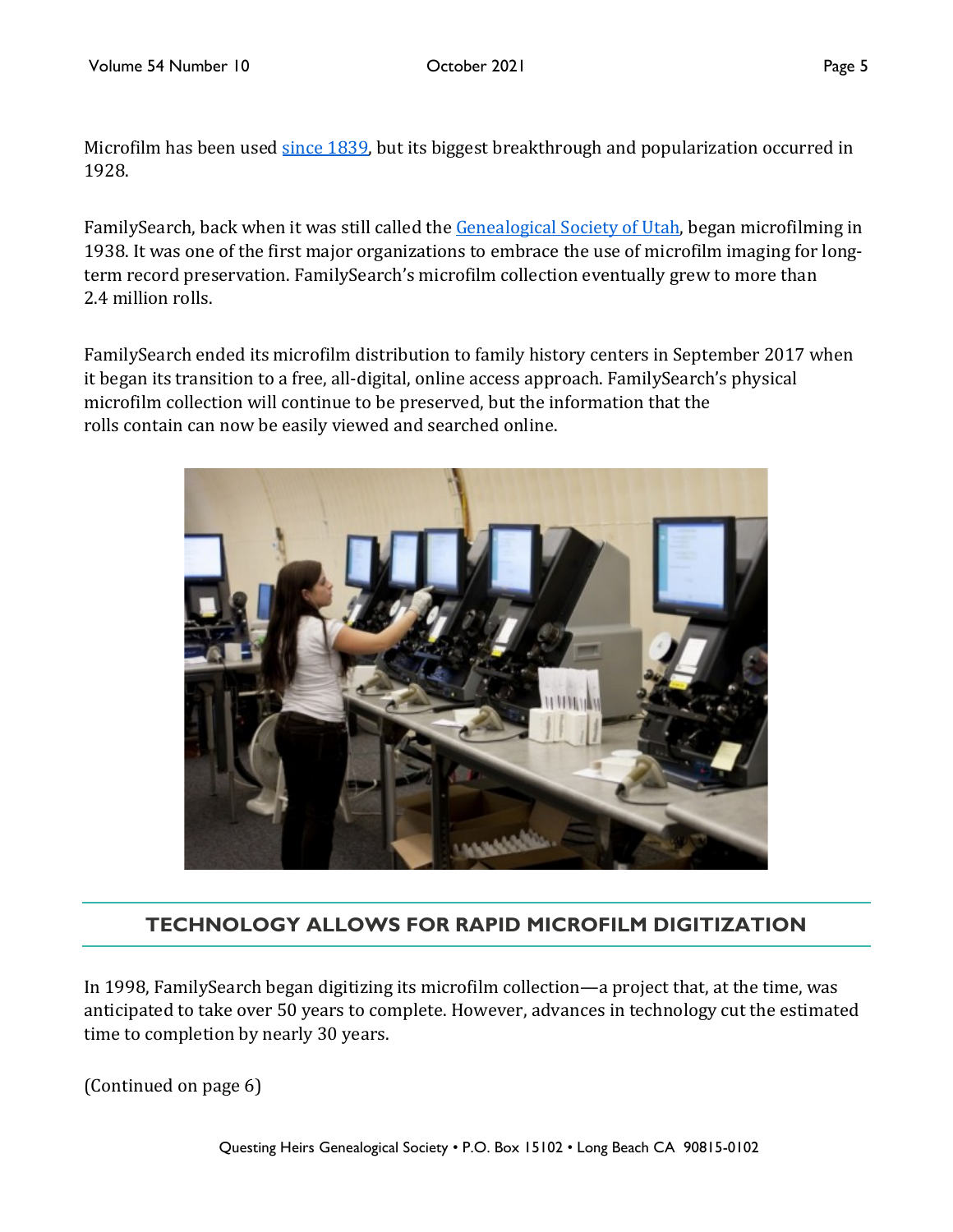Microfilm has been used since 1839, but its biggest breakthrough and popularization occurred in 1928.

FamilySearch, back when it was still called the Genealogical Society of Utah, began microfilming in 1938. It was one of the first major organizations to embrace the use of microfilm imaging for long-term record preservation. FamilySearch's microfilm collection eventually grew to more than 2.4 million rolls.

FamilySearch ended its microfilm distribution to family history centers in September 2017 when it began its transition to a free, all-digital, online access approach. FamilySearch's physical microfilm collection will continue to be preserved, but the information that the rolls contain can now be easily viewed and searched online.

## TECHNOLOGY ALLOWS FOR RAPID MICROFILM DIGITIZATION

In 1998, FamilySearch began digitizing its microfilm collection—a project that, at the time, was anticipated to take over 50 years to complete. However, advances in technology cut the estimated time to completion by nearly 30 years.

(Continued on page 6)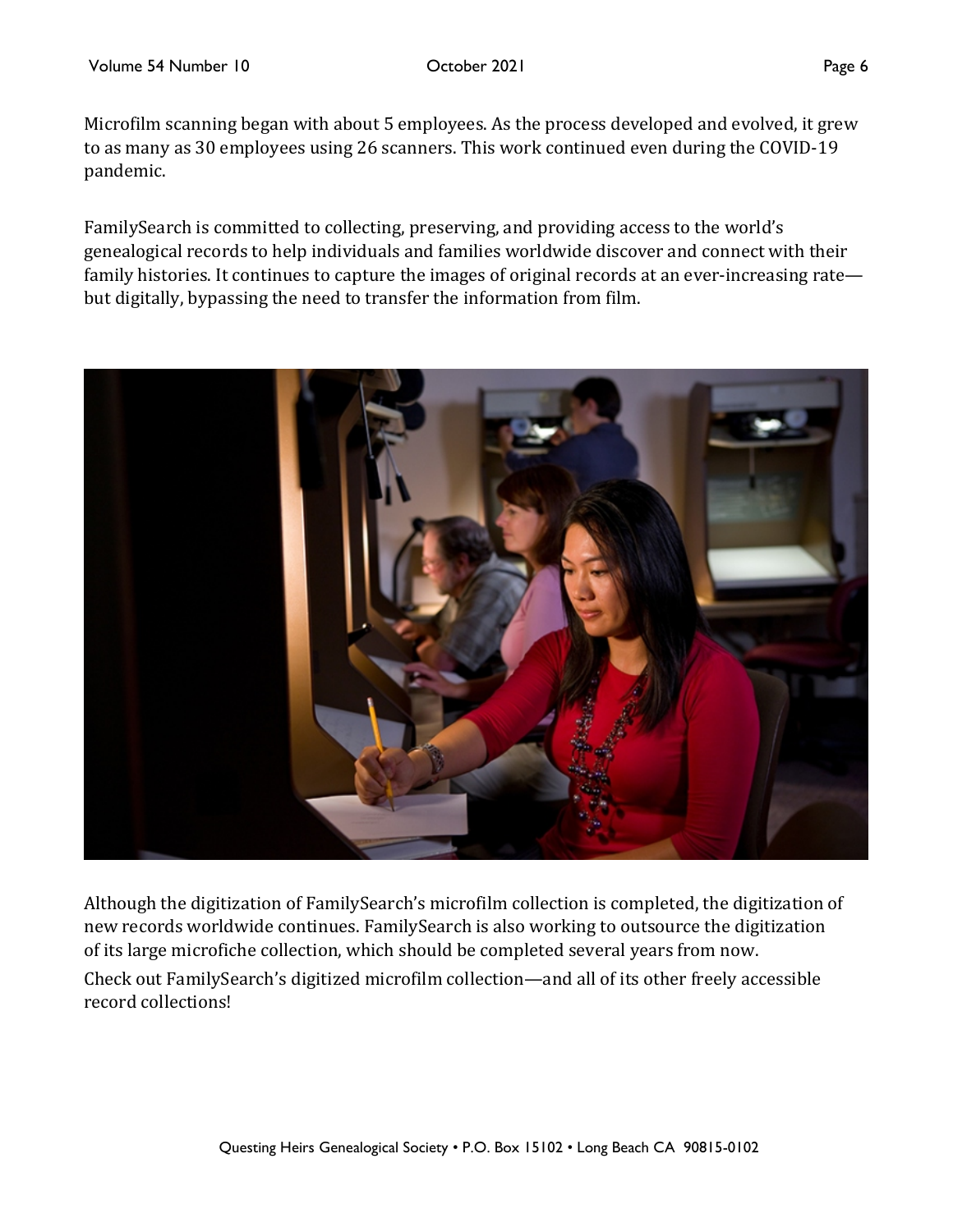Microfilm scanning began with about 5 employees. As the process developed and evolved, it grew to as many as 30 employees using 26 scanners. This work continued even during the COVID-19 pandemic.

FamilySearch is committed to collecting, preserving, and providing access to the world's genealogical records to help individuals and families worldwide discover and connect with their family histories. It continues to capture the images of original records at an ever-increasing rate—but digitally, bypassing the need to transfer the information from film.

Although the digitization of FamilySearch's microfilm collection is completed, the digitization of new records worldwide continues. FamilySearch is also working to outsource the digitization of its large microfiche collection, which should be completed several years from now.

Check out FamilySearch's digitized microfilm collection—and all of its other freely accessible record collections!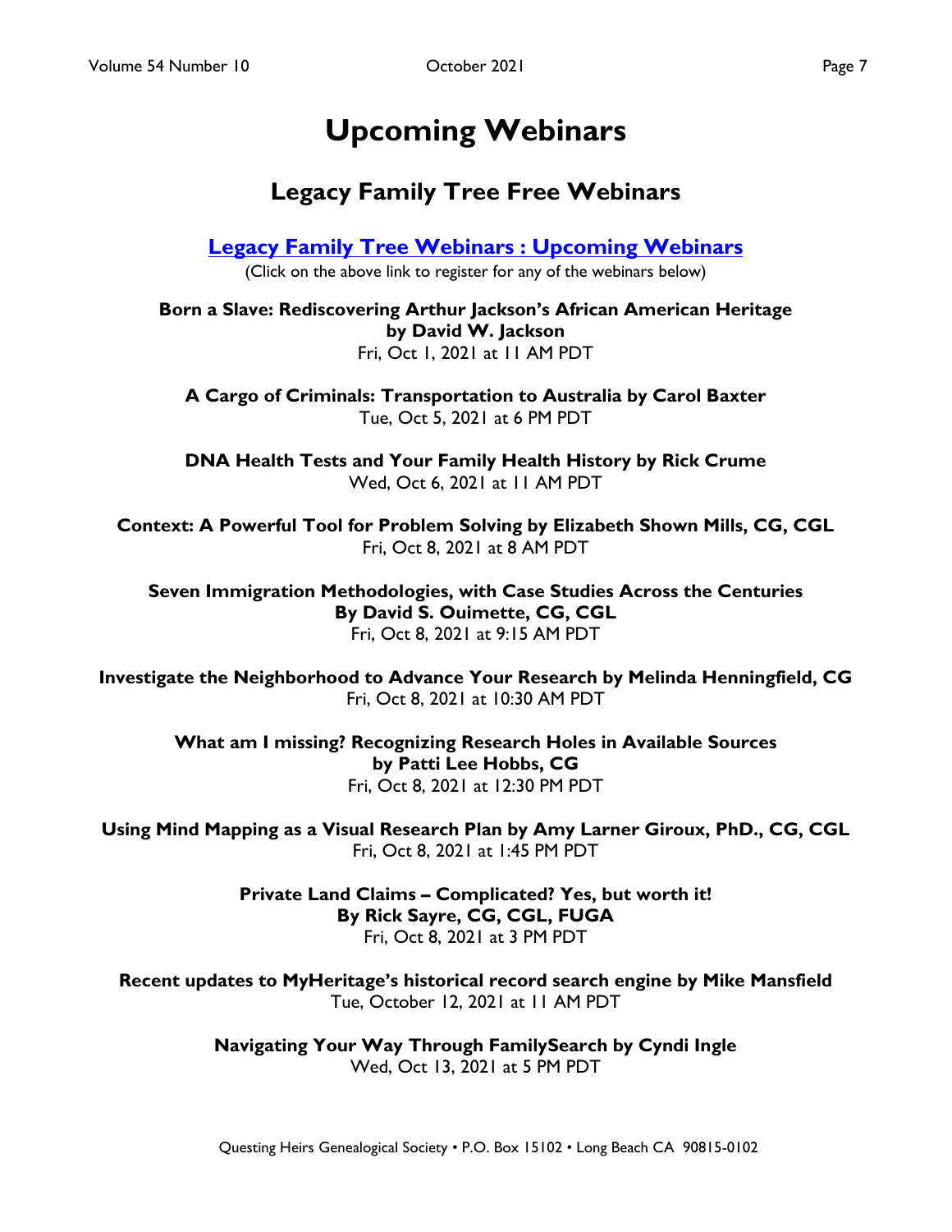# Upcoming Webinars

## Legacy Family Tree Free Webinars

**Legacy Family Tree Webinars : Upcoming Webinars**

(Click on the above link to register for any of the webinars below)

**Born a Slave: Rediscovering Arthur Jackson's African American Heritage by David W. Jackson**
Fri, Oct 1, 2021 at 11 AM PDT

**A Cargo of Criminals: Transportation to Australia by Carol Baxter**
Tue, Oct 5, 2021 at 6 PM PDT

**DNA Health Tests and Your Family Health History by Rick Crume**
Wed, Oct 6, 2021 at 11 AM PDT

**Context: A Powerful Tool for Problem Solving by Elizabeth Shown Mills, CG, CGL**
Fri, Oct 8, 2021 at 8 AM PDT

**Seven Immigration Methodologies, with Case Studies Across the Centuries By David S. Ouimette, CG, CGL**
Fri, Oct 8, 2021 at 9:15 AM PDT

**Investigate the Neighborhood to Advance Your Research by Melinda Henningfield, CG**
Fri, Oct 8, 2021 at 10:30 AM PDT

**What am I missing? Recognizing Research Holes in Available Sources by Patti Lee Hobbs, CG**
Fri, Oct 8, 2021 at 12:30 PM PDT

**Using Mind Mapping as a Visual Research Plan by Amy Larner Giroux, PhD., CG, CGL**
Fri, Oct 8, 2021 at 1:45 PM PDT

**Private Land Claims – Complicated? Yes, but worth it! By Rick Sayre, CG, CGL, FUGA**
Fri, Oct 8, 2021 at 3 PM PDT

**Recent updates to MyHeritage's historical record search engine by Mike Mansfield**
Tue, October 12, 2021 at 11 AM PDT

**Navigating Your Way Through FamilySearch by Cyndi Ingle**
Wed, Oct 13, 2021 at 5 PM PDT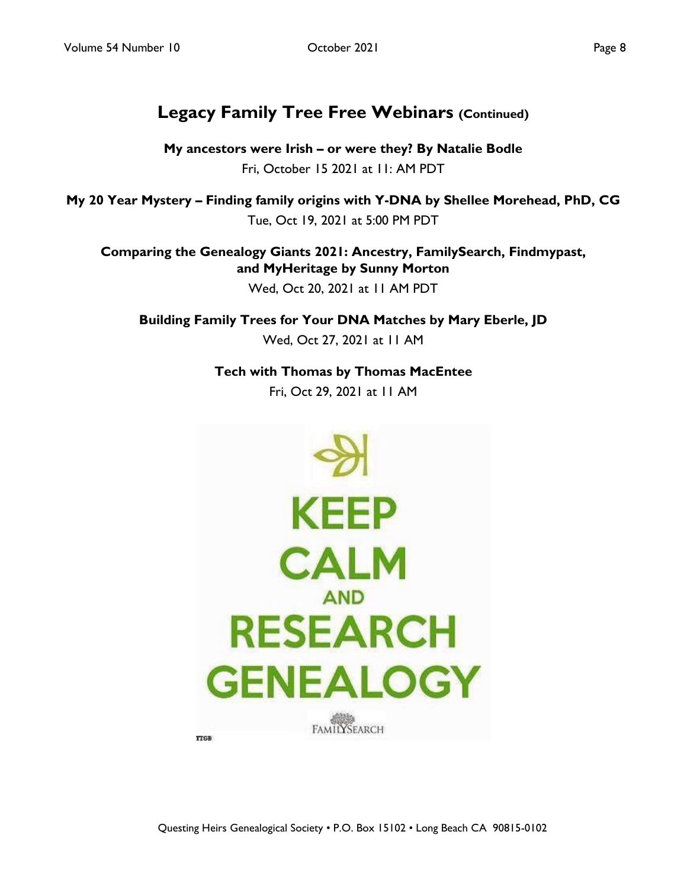## Legacy Family Tree Free Webinars (Continued)

**My ancestors were Irish – or were they? By Natalie Bodle**

Fri, October 15 2021 at 11: AM PDT

**My 20 Year Mystery – Finding family origins with Y-DNA by Shellee Morehead, PhD, CG**

Tue, Oct 19, 2021 at 5:00 PM PDT

**Comparing the Genealogy Giants 2021: Ancestry, FamilySearch, Findmypast, and MyHeritage by Sunny Morton**

Wed, Oct 20, 2021 at 11 AM PDT

**Building Family Trees for Your DNA Matches by Mary Eberle, JD**

Wed, Oct 27, 2021 at 11 AM

**Tech with Thomas by Thomas MacEntee**

Fri, Oct 29, 2021 at 11 AM

KEEP CALM AND RESEARCH GENEALOGY

FAMILYSEARCH

TTGB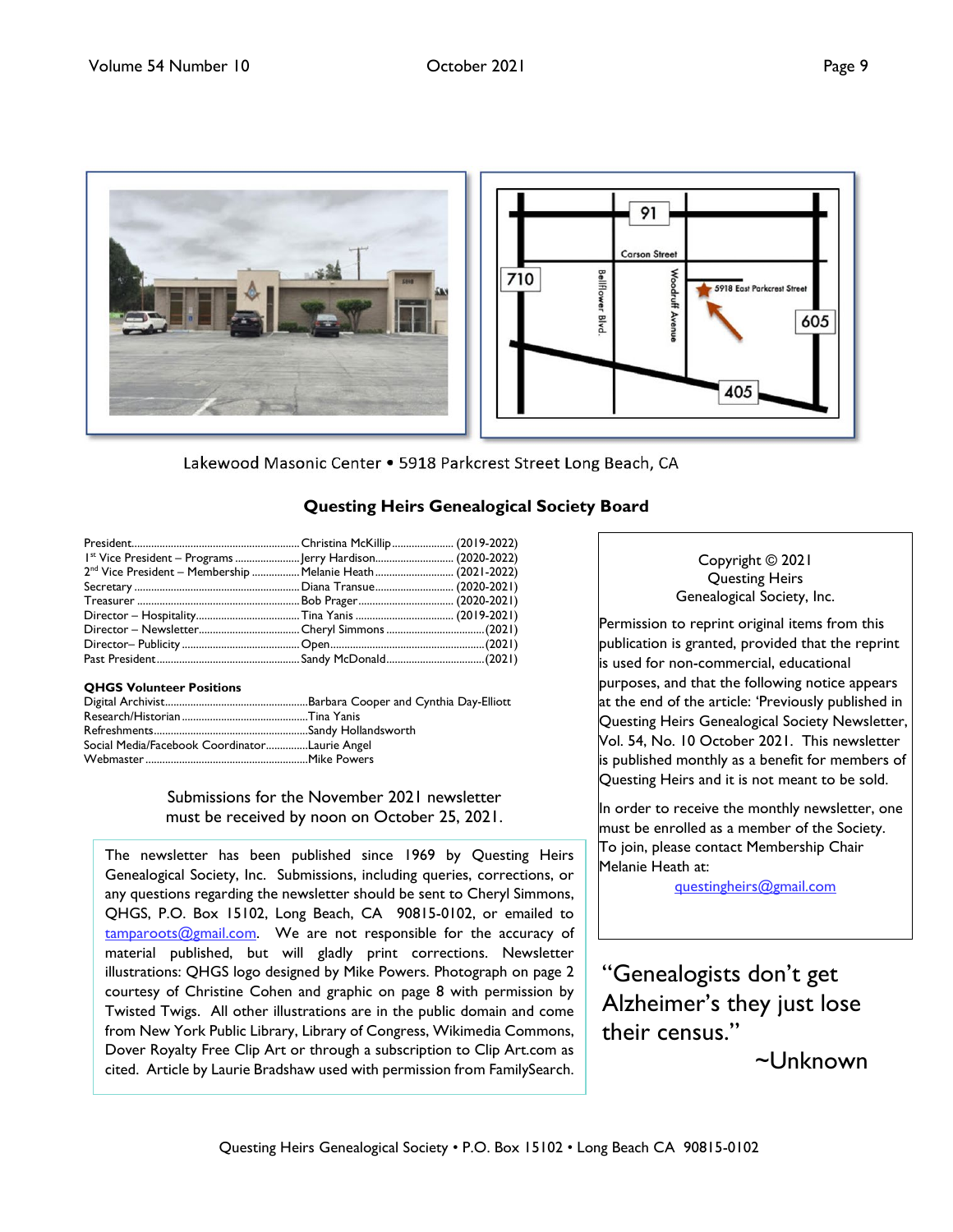Lakewood Masonic Center • 5918 Parkcrest Street Long Beach, CA

## Questing Heirs Genealogical Society Board

| | | |
|---|---|---|
| President | Christina McKillip | (2019-2022) |
| 1st Vice President – Programs | Jerry Hardison | (2020-2022) |
| 2nd Vice President – Membership | Melanie Heath | (2021-2022) |
| Secretary | Diana Transue | (2020-2021) |
| Treasurer | Bob Prager | (2020-2021) |
| Director – Hospitality | Tina Yanis | (2019-2021) |
| Director – Newsletter | Cheryl Simmons | (2021) |
| Director– Publicity | Open | (2021) |
| Past President | Sandy McDonald | (2021) |

**QHGS Volunteer Positions**

| | |
|---|---|
| Digital Archivist | Barbara Cooper and Cynthia Day-Elliott |
| Research/Historian | Tina Yanis |
| Refreshments | Sandy Hollandsworth |
| Social Media/Facebook Coordinator | Laurie Angel |
| Webmaster | Mike Powers |

Submissions for the November 2021 newsletter must be received by noon on October 25, 2021.

The newsletter has been published since 1969 by Questing Heirs Genealogical Society, Inc. Submissions, including queries, corrections, or any questions regarding the newsletter should be sent to Cheryl Simmons, QHGS, P.O. Box 15102, Long Beach, CA 90815-0102, or emailed to tamparoots@gmail.com. We are not responsible for the accuracy of material published, but will gladly print corrections. Newsletter illustrations: QHGS logo designed by Mike Powers. Photograph on page 2 courtesy of Christine Cohen and graphic on page 8 with permission by Twisted Twigs. All other illustrations are in the public domain and come from New York Public Library, Library of Congress, Wikimedia Commons, Dover Royalty Free Clip Art or through a subscription to Clip Art.com as cited. Article by Laurie Bradshaw used with permission from FamilySearch.

Copyright © 2021
Questing Heirs
Genealogical Society, Inc.

Permission to reprint original items from this publication is granted, provided that the reprint is used for non-commercial, educational purposes, and that the following notice appears at the end of the article: 'Previously published in Questing Heirs Genealogical Society Newsletter, Vol. 54, No. 10 October 2021. This newsletter is published monthly as a benefit for members of Questing Heirs and it is not meant to be sold.

In order to receive the monthly newsletter, one must be enrolled as a member of the Society. To join, please contact Membership Chair Melanie Heath at:
questingheirs@gmail.com

"Genealogists don't get Alzheimer's they just lose their census."

~Unknown

Questing Heirs Genealogical Society • P.O. Box 15102 • Long Beach CA 90815-0102